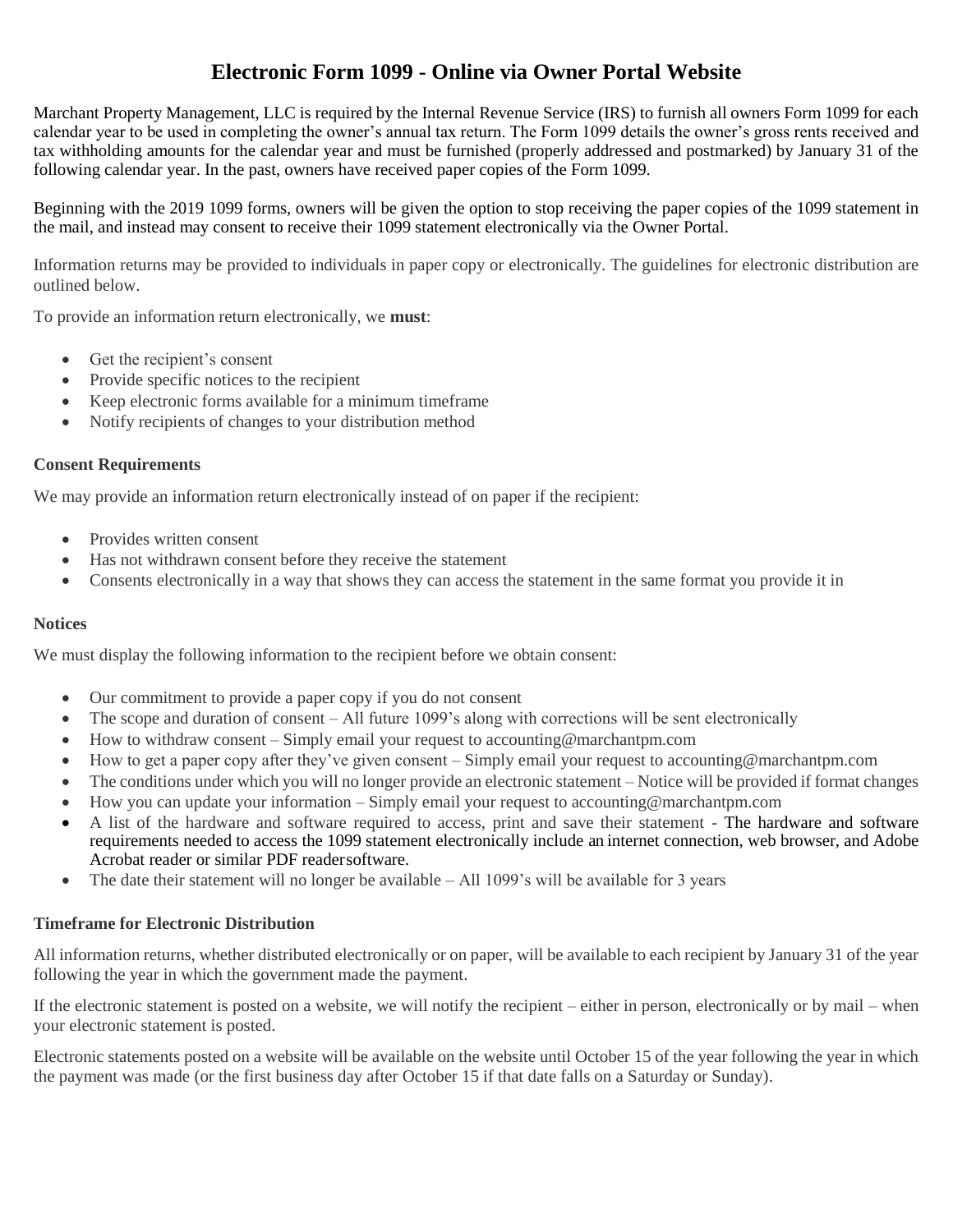# Electronic Form 1099 - Online via Owner Portal Website

Marchant Property Management, LLC is required by the Internal Revenue Service (IRS) to furnish all owners Form 1099 for each calendar year to be used in completing the owner's annual tax return. The Form 1099 details the owner's gross rents received and tax withholding amounts for the calendar year and must be furnished (properly addressed and postmarked) by January 31 of the following calendar year. In the past, owners have received paper copies of the Form 1099.

Beginning with the 2019 1099 forms, owners will be given the option to stop receiving the paper copies of the 1099 statement in the mail, and instead may consent to receive their 1099 statement electronically via the Owner Portal.

Information returns may be provided to individuals in paper copy or electronically. The guidelines for electronic distribution are outlined below.

To provide an information return electronically, we **must**:

- Get the recipient's consent
- Provide specific notices to the recipient
- Keep electronic forms available for a minimum timeframe
- Notify recipients of changes to your distribution method

### Consent Requirements

We may provide an information return electronically instead of on paper if the recipient:

- Provides written consent
- Has not withdrawn consent before they receive the statement
- Consents electronically in a way that shows they can access the statement in the same format you provide it in

### Notices

We must display the following information to the recipient before we obtain consent:

- Our commitment to provide a paper copy if you do not consent
- The scope and duration of consent – All future 1099's along with corrections will be sent electronically
- How to withdraw consent – Simply email your request to accounting@marchantpm.com
- How to get a paper copy after they've given consent – Simply email your request to accounting@marchantpm.com
- The conditions under which you will no longer provide an electronic statement – Notice will be provided if format changes
- How you can update your information – Simply email your request to accounting@marchantpm.com
- A list of the hardware and software required to access, print and save their statement - The hardware and software requirements needed to access the 1099 statement electronically include an internet connection, web browser, and Adobe Acrobat reader or similar PDF readersoftware.
- The date their statement will no longer be available – All 1099's will be available for 3 years

### Timeframe for Electronic Distribution

All information returns, whether distributed electronically or on paper, will be available to each recipient by January 31 of the year following the year in which the government made the payment.

If the electronic statement is posted on a website, we will notify the recipient – either in person, electronically or by mail – when your electronic statement is posted.

Electronic statements posted on a website will be available on the website until October 15 of the year following the year in which the payment was made (or the first business day after October 15 if that date falls on a Saturday or Sunday).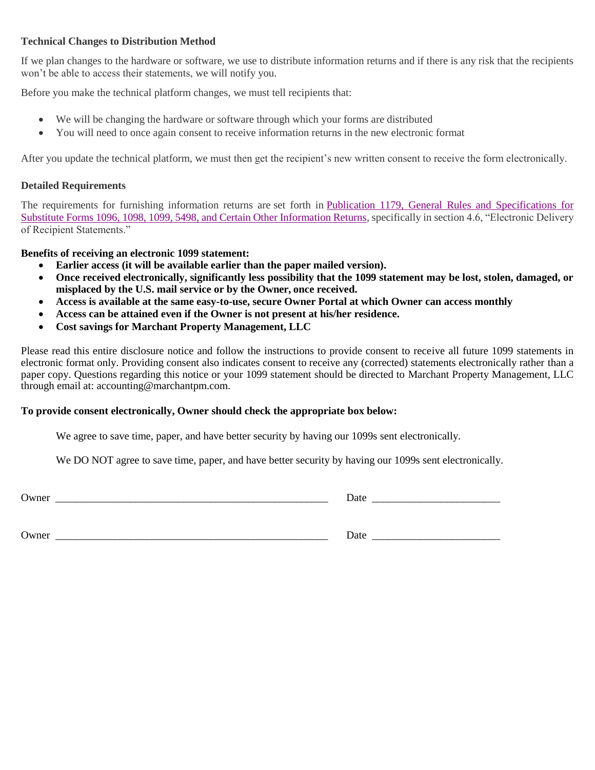### Technical Changes to Distribution Method

If we plan changes to the hardware or software, we use to distribute information returns and if there is any risk that the recipients won't be able to access their statements, we will notify you.

Before you make the technical platform changes, we must tell recipients that:

- We will be changing the hardware or software through which your forms are distributed
- You will need to once again consent to receive information returns in the new electronic format

After you update the technical platform, we must then get the recipient's new written consent to receive the form electronically.

### Detailed Requirements

The requirements for furnishing information returns are set forth in Publication 1179, General Rules and Specifications for Substitute Forms 1096, 1098, 1099, 5498, and Certain Other Information Returns, specifically in section 4.6, "Electronic Delivery of Recipient Statements."

**Benefits of receiving an electronic 1099 statement:**

- **Earlier access (it will be available earlier than the paper mailed version).**
- **Once received electronically, significantly less possibility that the 1099 statement may be lost, stolen, damaged, or misplaced by the U.S. mail service or by the Owner, once received.**
- **Access is available at the same easy-to-use, secure Owner Portal at which Owner can access monthly**
- **Access can be attained even if the Owner is not present at his/her residence.**
- **Cost savings for Marchant Property Management, LLC**

Please read this entire disclosure notice and follow the instructions to provide consent to receive all future 1099 statements in electronic format only. Providing consent also indicates consent to receive any (corrected) statements electronically rather than a paper copy. Questions regarding this notice or your 1099 statement should be directed to Marchant Property Management, LLC through email at: accounting@marchantpm.com.

**To provide consent electronically, Owner should check the appropriate box below:**

We agree to save time, paper, and have better security by having our 1099s sent electronically.

We DO NOT agree to save time, paper, and have better security by having our 1099s sent electronically.

Owner ____________________________________________ Date ____________________

Owner ____________________________________________ Date ____________________